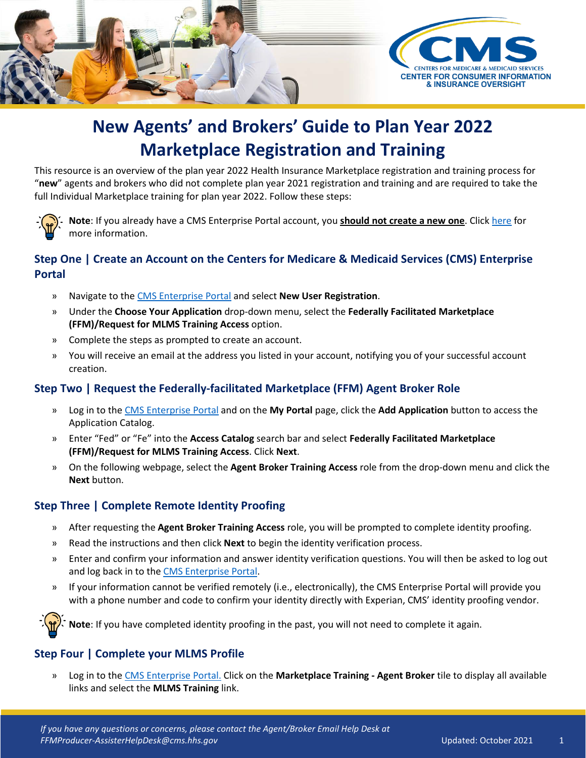# New Agents' and Brokers' Guide to Plan Year 2022 Marketplace Registration and Training

This resource is an overview of the plan year 2022 Health Insurance Marketplace registration and training process for "**new**" agents and brokers who did not complete plan year 2021 registration and training and are required to take the full Individual Marketplace training for plan year 2022. Follow these steps:

**Note**: If you already have a CMS Enterprise Portal account, you **should not create a new one**. Click here for more information.

## Step One | Create an Account on the Centers for Medicare & Medicaid Services (CMS) Enterprise Portal

- Navigate to the CMS Enterprise Portal and select **New User Registration**.
- Under the **Choose Your Application** drop-down menu, select the **Federally Facilitated Marketplace (FFM)/Request for MLMS Training Access** option.
- Complete the steps as prompted to create an account.
- You will receive an email at the address you listed in your account, notifying you of your successful account creation.

## Step Two | Request the Federally-facilitated Marketplace (FFM) Agent Broker Role

- Log in to the CMS Enterprise Portal and on the **My Portal** page, click the **Add Application** button to access the Application Catalog.
- Enter "Fed" or "Fe" into the **Access Catalog** search bar and select **Federally Facilitated Marketplace (FFM)/Request for MLMS Training Access**. Click **Next**.
- On the following webpage, select the **Agent Broker Training Access** role from the drop-down menu and click the **Next** button.

## Step Three | Complete Remote Identity Proofing

- After requesting the **Agent Broker Training Access** role, you will be prompted to complete identity proofing.
- Read the instructions and then click **Next** to begin the identity verification process.
- Enter and confirm your information and answer identity verification questions. You will then be asked to log out and log back in to the CMS Enterprise Portal.
- If your information cannot be verified remotely (i.e., electronically), the CMS Enterprise Portal will provide you with a phone number and code to confirm your identity directly with Experian, CMS' identity proofing vendor.

**Note**: If you have completed identity proofing in the past, you will not need to complete it again.

## Step Four | Complete your MLMS Profile

- Log in to the CMS Enterprise Portal. Click on the **Marketplace Training - Agent Broker** tile to display all available links and select the **MLMS Training** link.

*If you have any questions or concerns, please contact the Agent/Broker Email Help Desk at FFMProducer-AssisterHelpDesk@cms.hhs.gov*

Updated: October 2021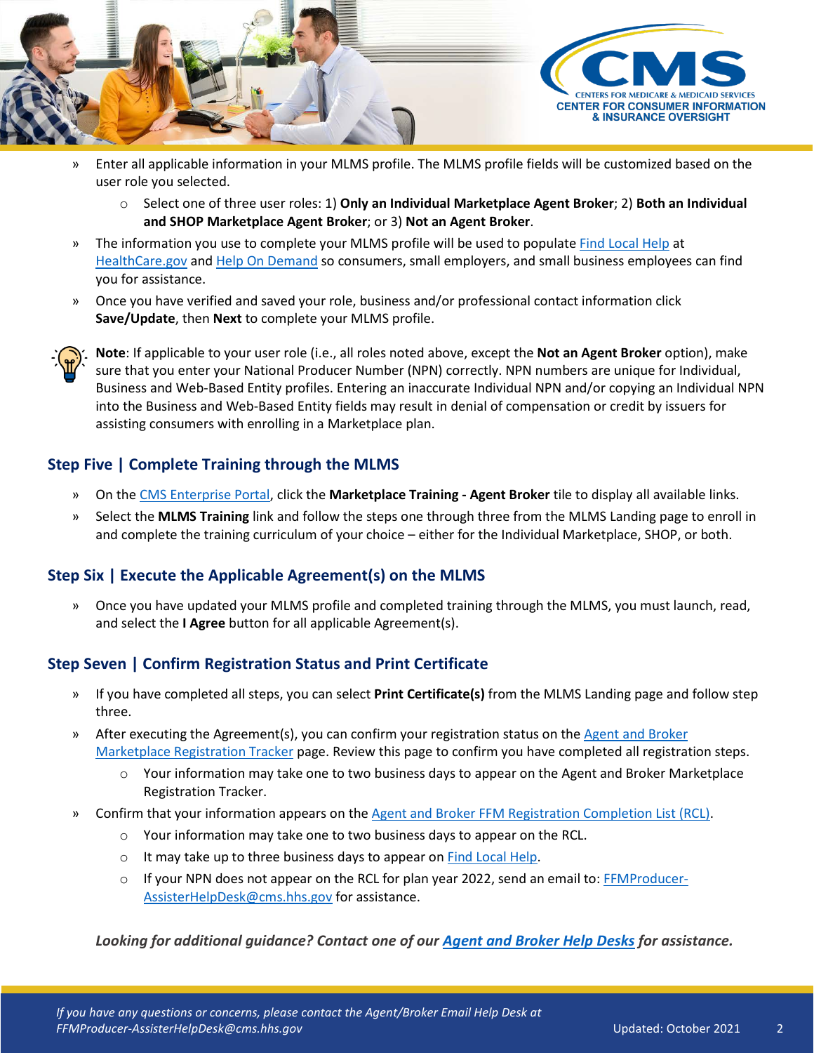- Enter all applicable information in your MLMS profile. The MLMS profile fields will be customized based on the user role you selected.
  - Select one of three user roles: 1) **Only an Individual Marketplace Agent Broker**; 2) **Both an Individual and SHOP Marketplace Agent Broker**; or 3) **Not an Agent Broker**.
- The information you use to complete your MLMS profile will be used to populate Find Local Help at HealthCare.gov and Help On Demand so consumers, small employers, and small business employees can find you for assistance.
- Once you have verified and saved your role, business and/or professional contact information click **Save/Update**, then **Next** to complete your MLMS profile.

**Note**: If applicable to your user role (i.e., all roles noted above, except the **Not an Agent Broker** option), make sure that you enter your National Producer Number (NPN) correctly. NPN numbers are unique for Individual, Business and Web-Based Entity profiles. Entering an inaccurate Individual NPN and/or copying an Individual NPN into the Business and Web-Based Entity fields may result in denial of compensation or credit by issuers for assisting consumers with enrolling in a Marketplace plan.

## Step Five | Complete Training through the MLMS

- On the CMS Enterprise Portal, click the **Marketplace Training - Agent Broker** tile to display all available links.
- Select the **MLMS Training** link and follow the steps one through three from the MLMS Landing page to enroll in and complete the training curriculum of your choice – either for the Individual Marketplace, SHOP, or both.

## Step Six | Execute the Applicable Agreement(s) on the MLMS

- Once you have updated your MLMS profile and completed training through the MLMS, you must launch, read, and select the **I Agree** button for all applicable Agreement(s).

## Step Seven | Confirm Registration Status and Print Certificate

- If you have completed all steps, you can select **Print Certificate(s)** from the MLMS Landing page and follow step three.
- After executing the Agreement(s), you can confirm your registration status on the Agent and Broker Marketplace Registration Tracker page. Review this page to confirm you have completed all registration steps.
  - Your information may take one to two business days to appear on the Agent and Broker Marketplace Registration Tracker.
- Confirm that your information appears on the Agent and Broker FFM Registration Completion List (RCL).
  - Your information may take one to two business days to appear on the RCL.
  - It may take up to three business days to appear on Find Local Help.
  - If your NPN does not appear on the RCL for plan year 2022, send an email to: FFMProducer-AssisterHelpDesk@cms.hhs.gov for assistance.

***Looking for additional guidance? Contact one of our Agent and Broker Help Desks for assistance.***

*If you have any questions or concerns, please contact the Agent/Broker Email Help Desk at FFMProducer-AssisterHelpDesk@cms.hhs.gov*

Updated: October 2021